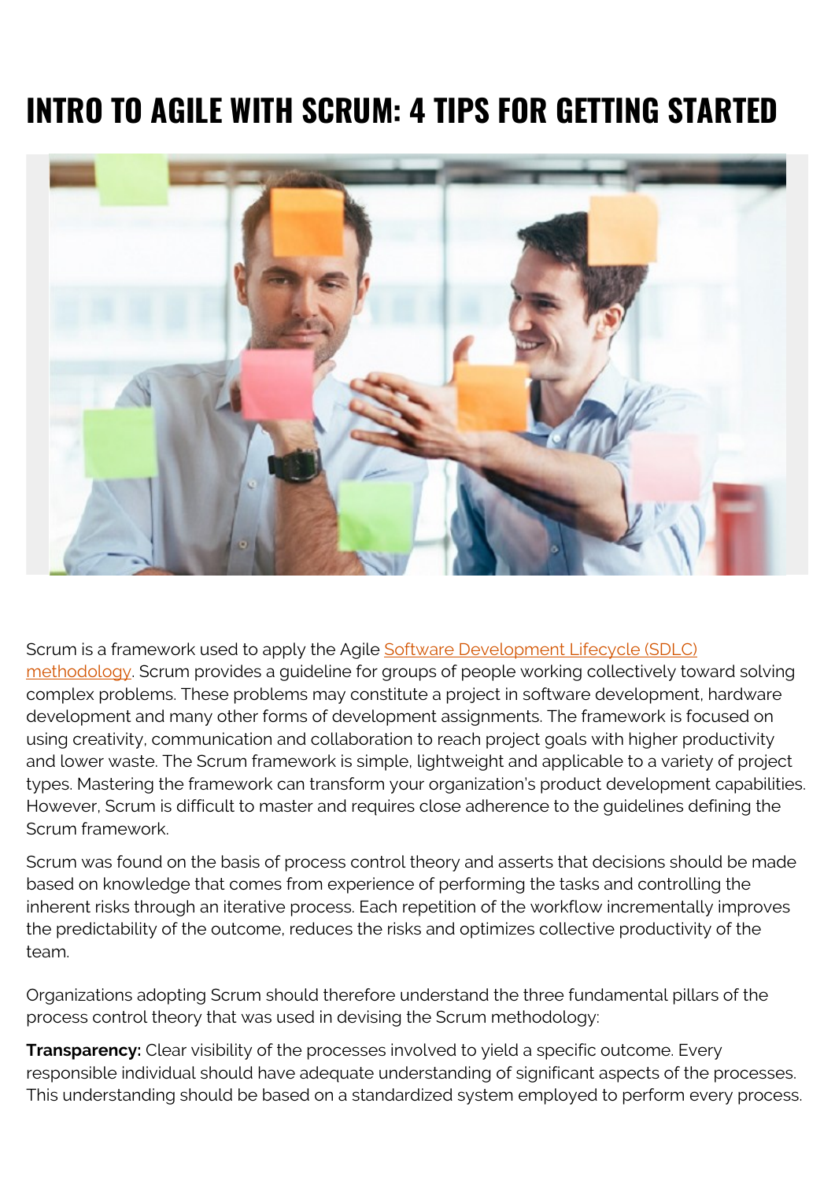# INTRO TO AGILE WITH SCRUM: 4 TIPS FOR GETTING STARTED

Scrum is a framework used to apply the Agile [Software Development Lifecycle (SDLC) methodology](). Scrum provides a guideline for groups of people working collectively toward solving complex problems. These problems may constitute a project in software development, hardware development and many other forms of development assignments. The framework is focused on using creativity, communication and collaboration to reach project goals with higher productivity and lower waste. The Scrum framework is simple, lightweight and applicable to a variety of project types. Mastering the framework can transform your organization's product development capabilities. However, Scrum is difficult to master and requires close adherence to the guidelines defining the Scrum framework.

Scrum was found on the basis of process control theory and asserts that decisions should be made based on knowledge that comes from experience of performing the tasks and controlling the inherent risks through an iterative process. Each repetition of the workflow incrementally improves the predictability of the outcome, reduces the risks and optimizes collective productivity of the team.

Organizations adopting Scrum should therefore understand the three fundamental pillars of the process control theory that was used in devising the Scrum methodology:

**Transparency:** Clear visibility of the processes involved to yield a specific outcome. Every responsible individual should have adequate understanding of significant aspects of the processes. This understanding should be based on a standardized system employed to perform every process.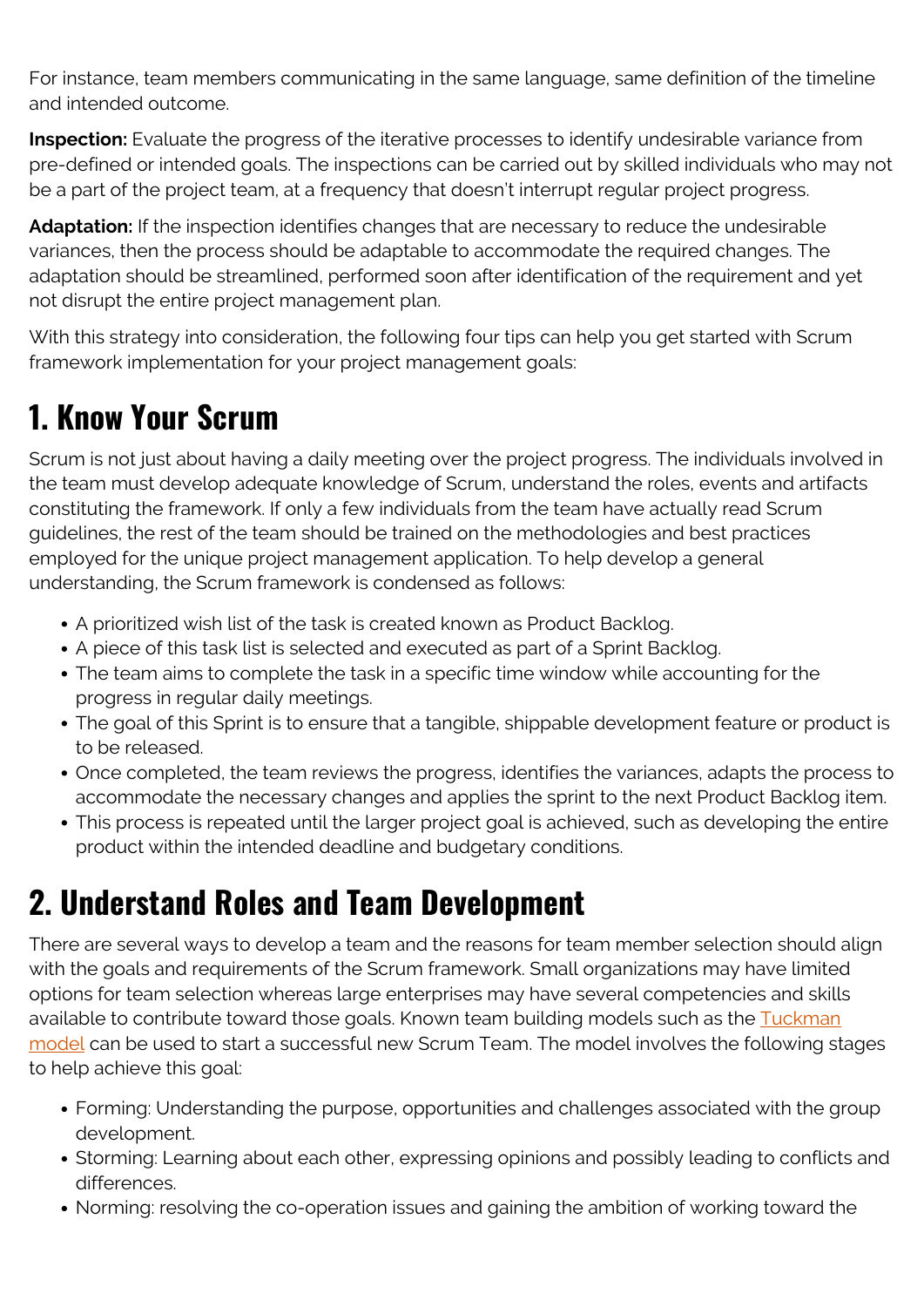For instance, team members communicating in the same language, same definition of the timeline and intended outcome.

**Inspection:** Evaluate the progress of the iterative processes to identify undesirable variance from pre-defined or intended goals. The inspections can be carried out by skilled individuals who may not be a part of the project team, at a frequency that doesn't interrupt regular project progress.

**Adaptation:** If the inspection identifies changes that are necessary to reduce the undesirable variances, then the process should be adaptable to accommodate the required changes. The adaptation should be streamlined, performed soon after identification of the requirement and yet not disrupt the entire project management plan.

With this strategy into consideration, the following four tips can help you get started with Scrum framework implementation for your project management goals:

## 1. Know Your Scrum

Scrum is not just about having a daily meeting over the project progress. The individuals involved in the team must develop adequate knowledge of Scrum, understand the roles, events and artifacts constituting the framework. If only a few individuals from the team have actually read Scrum guidelines, the rest of the team should be trained on the methodologies and best practices employed for the unique project management application. To help develop a general understanding, the Scrum framework is condensed as follows:

- A prioritized wish list of the task is created known as Product Backlog.
- A piece of this task list is selected and executed as part of a Sprint Backlog.
- The team aims to complete the task in a specific time window while accounting for the progress in regular daily meetings.
- The goal of this Sprint is to ensure that a tangible, shippable development feature or product is to be released.
- Once completed, the team reviews the progress, identifies the variances, adapts the process to accommodate the necessary changes and applies the sprint to the next Product Backlog item.
- This process is repeated until the larger project goal is achieved, such as developing the entire product within the intended deadline and budgetary conditions.

## 2. Understand Roles and Team Development

There are several ways to develop a team and the reasons for team member selection should align with the goals and requirements of the Scrum framework. Small organizations may have limited options for team selection whereas large enterprises may have several competencies and skills available to contribute toward those goals. Known team building models such as the [Tuckman model](#) can be used to start a successful new Scrum Team. The model involves the following stages to help achieve this goal:

- Forming: Understanding the purpose, opportunities and challenges associated with the group development.
- Storming: Learning about each other, expressing opinions and possibly leading to conflicts and differences.
- Norming: resolving the co-operation issues and gaining the ambition of working toward the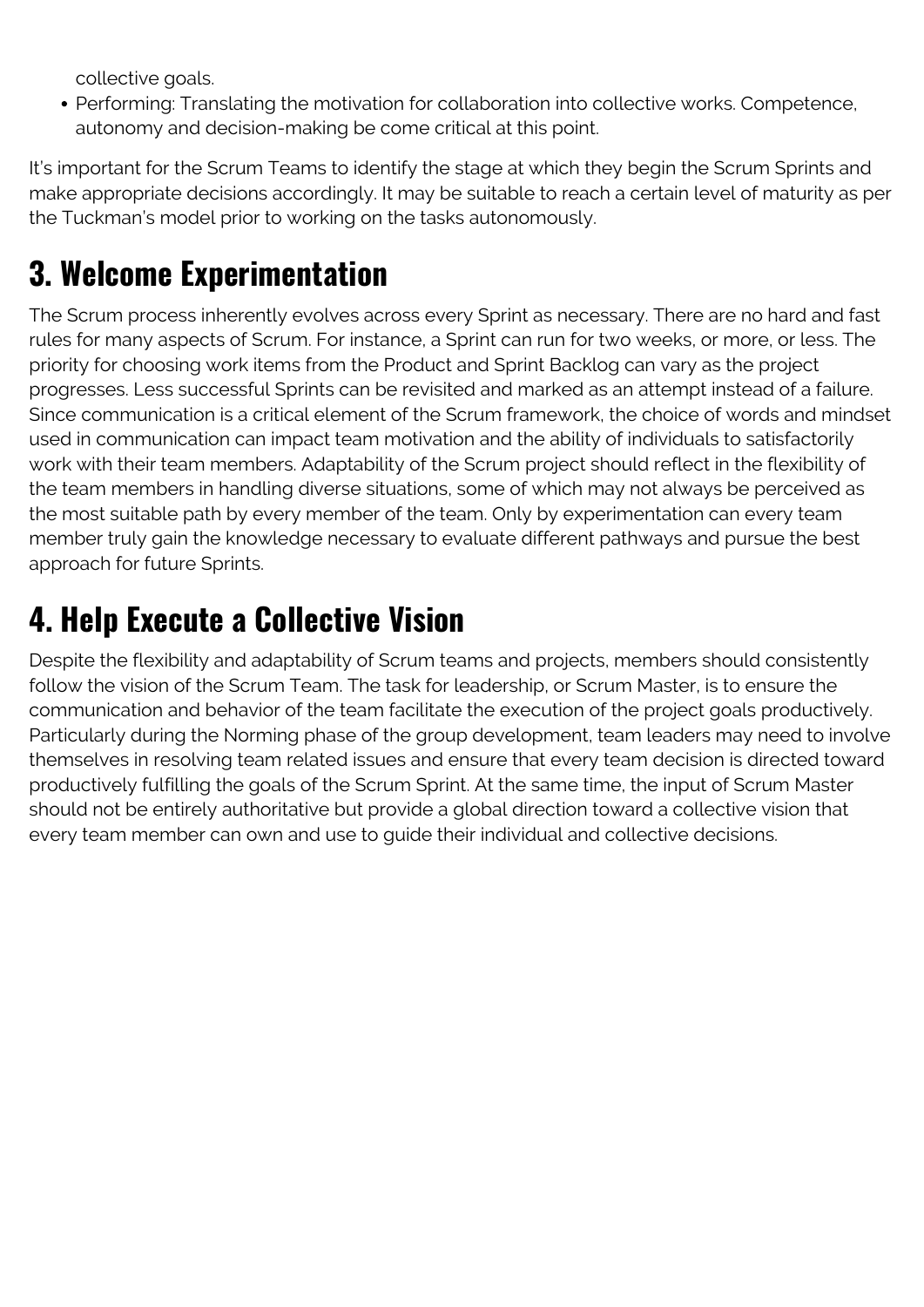collective goals.

- Performing: Translating the motivation for collaboration into collective works. Competence, autonomy and decision-making be come critical at this point.

It's important for the Scrum Teams to identify the stage at which they begin the Scrum Sprints and make appropriate decisions accordingly. It may be suitable to reach a certain level of maturity as per the Tuckman's model prior to working on the tasks autonomously.

## 3. Welcome Experimentation

The Scrum process inherently evolves across every Sprint as necessary. There are no hard and fast rules for many aspects of Scrum. For instance, a Sprint can run for two weeks, or more, or less. The priority for choosing work items from the Product and Sprint Backlog can vary as the project progresses. Less successful Sprints can be revisited and marked as an attempt instead of a failure. Since communication is a critical element of the Scrum framework, the choice of words and mindset used in communication can impact team motivation and the ability of individuals to satisfactorily work with their team members. Adaptability of the Scrum project should reflect in the flexibility of the team members in handling diverse situations, some of which may not always be perceived as the most suitable path by every member of the team. Only by experimentation can every team member truly gain the knowledge necessary to evaluate different pathways and pursue the best approach for future Sprints.

## 4. Help Execute a Collective Vision

Despite the flexibility and adaptability of Scrum teams and projects, members should consistently follow the vision of the Scrum Team. The task for leadership, or Scrum Master, is to ensure the communication and behavior of the team facilitate the execution of the project goals productively. Particularly during the Norming phase of the group development, team leaders may need to involve themselves in resolving team related issues and ensure that every team decision is directed toward productively fulfilling the goals of the Scrum Sprint. At the same time, the input of Scrum Master should not be entirely authoritative but provide a global direction toward a collective vision that every team member can own and use to guide their individual and collective decisions.